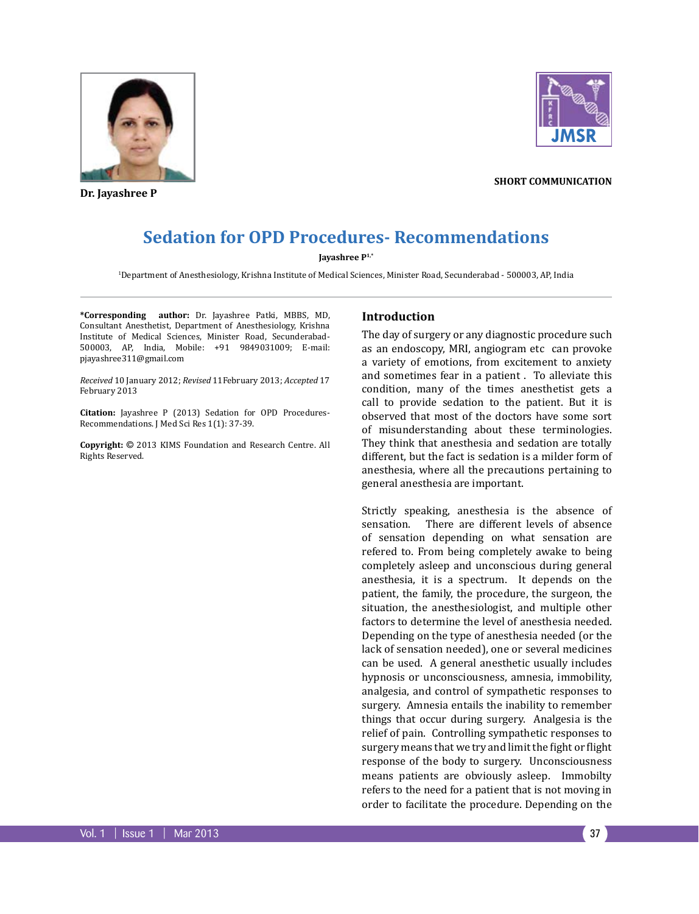Dr. Jayashree P

SHORT COMMUNICATION

# Sedation for OPD Procedures- Recommendations

**Jayashree P**[1,*]

[1]Department of Anesthesiology, Krishna Institute of Medical Sciences, Minister Road, Secunderabad - 500003, AP, India

**\*Corresponding author:** Dr. Jayashree Patki, MBBS, MD, Consultant Anesthetist, Department of Anesthesiology, Krishna Institute of Medical Sciences, Minister Road, Secunderabad-500003, AP, India, Mobile: +91 9849031009; E-mail: pjayashree311@gmail.com

*Received* 10 January 2012; *Revised* 11February 2013; *Accepted* 17 February 2013

**Citation:** Jayashree P (2013) Sedation for OPD Procedures-Recommendations. J Med Sci Res 1(1): 37-39.

**Copyright:** © 2013 KIMS Foundation and Research Centre. All Rights Reserved.

## Introduction

The day of surgery or any diagnostic procedure such as an endoscopy, MRI, angiogram etc can provoke a variety of emotions, from excitement to anxiety and sometimes fear in a patient . To alleviate this condition, many of the times anesthetist gets a call to provide sedation to the patient. But it is observed that most of the doctors have some sort of misunderstanding about these terminologies. They think that anesthesia and sedation are totally different, but the fact is sedation is a milder form of anesthesia, where all the precautions pertaining to general anesthesia are important.

Strictly speaking, anesthesia is the absence of sensation. There are different levels of absence of sensation depending on what sensation are refered to. From being completely awake to being completely asleep and unconscious during general anesthesia, it is a spectrum. It depends on the patient, the family, the procedure, the surgeon, the situation, the anesthesiologist, and multiple other factors to determine the level of anesthesia needed. Depending on the type of anesthesia needed (or the lack of sensation needed), one or several medicines can be used. A general anesthetic usually includes hypnosis or unconsciousness, amnesia, immobility, analgesia, and control of sympathetic responses to surgery. Amnesia entails the inability to remember things that occur during surgery. Analgesia is the relief of pain. Controlling sympathetic responses to surgery means that we try and limit the fight or flight response of the body to surgery. Unconsciousness means patients are obviously asleep. Immobilty refers to the need for a patient that is not moving in order to facilitate the procedure. Depending on the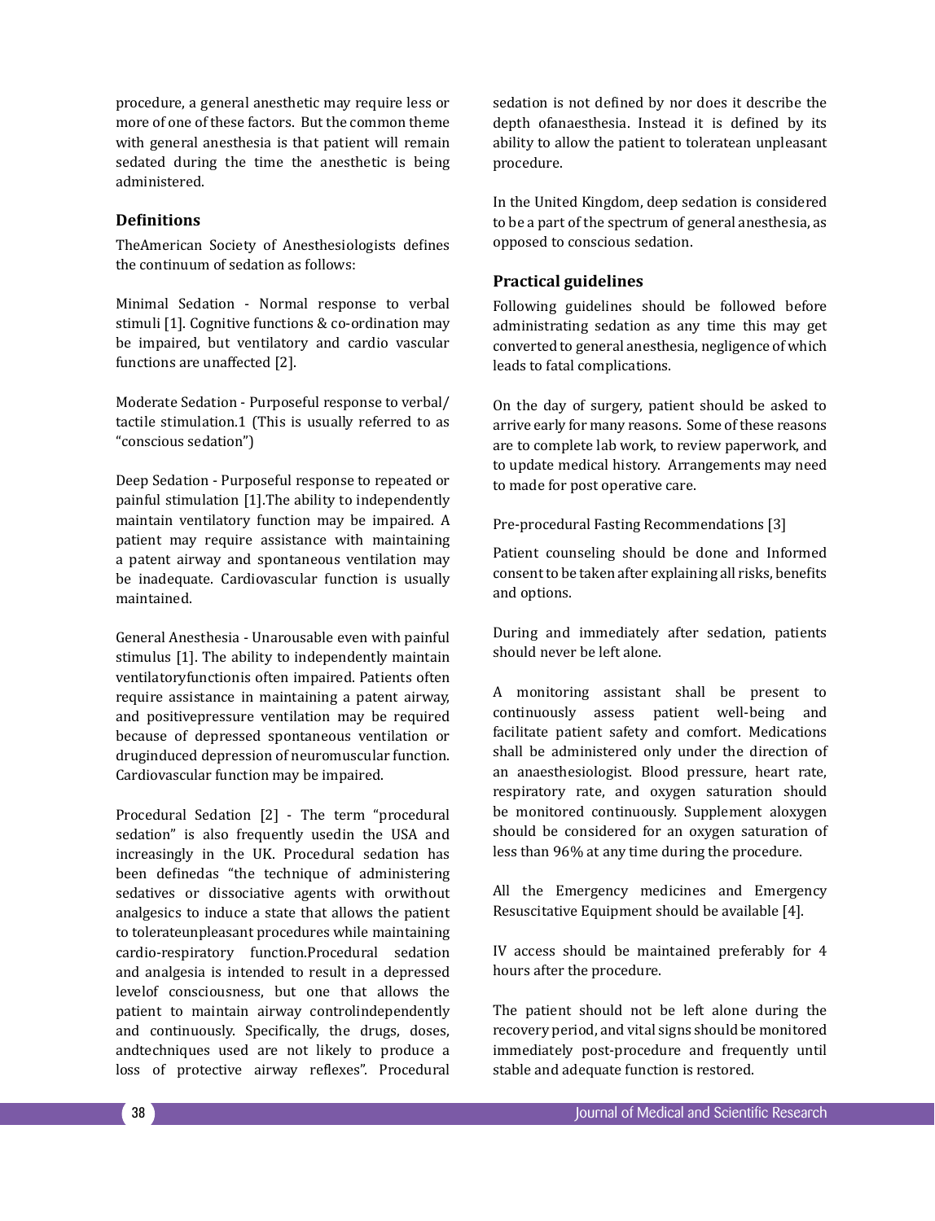procedure, a general anesthetic may require less or more of one of these factors. But the common theme with general anesthesia is that patient will remain sedated during the time the anesthetic is being administered.

## Definitions

TheAmerican Society of Anesthesiologists defines the continuum of sedation as follows:

Minimal Sedation - Normal response to verbal stimuli [1]. Cognitive functions & co-ordination may be impaired, but ventilatory and cardio vascular functions are unaffected [2].

Moderate Sedation - Purposeful response to verbal/ tactile stimulation.1 (This is usually referred to as "conscious sedation")

Deep Sedation - Purposeful response to repeated or painful stimulation [1].The ability to independently maintain ventilatory function may be impaired. A patient may require assistance with maintaining a patent airway and spontaneous ventilation may be inadequate. Cardiovascular function is usually maintained.

General Anesthesia - Unarousable even with painful stimulus [1]. The ability to independently maintain ventilatoryfunctionis often impaired. Patients often require assistance in maintaining a patent airway, and positivepressure ventilation may be required because of depressed spontaneous ventilation or druginduced depression of neuromuscular function. Cardiovascular function may be impaired.

Procedural Sedation [2] - The term "procedural sedation" is also frequently usedin the USA and increasingly in the UK. Procedural sedation has been definedas "the technique of administering sedatives or dissociative agents with orwithout analgesics to induce a state that allows the patient to tolerateunpleasant procedures while maintaining cardio-respiratory function.Procedural sedation and analgesia is intended to result in a depressed levelof consciousness, but one that allows the patient to maintain airway controlindependently and continuously. Specifically, the drugs, doses, andtechniques used are not likely to produce a loss of protective airway reflexes". Procedural sedation is not defined by nor does it describe the depth ofanaesthesia. Instead it is defined by its ability to allow the patient to toleratean unpleasant procedure.

In the United Kingdom, deep sedation is considered to be a part of the spectrum of general anesthesia, as opposed to conscious sedation.

## Practical guidelines

Following guidelines should be followed before administrating sedation as any time this may get converted to general anesthesia, negligence of which leads to fatal complications.

On the day of surgery, patient should be asked to arrive early for many reasons. Some of these reasons are to complete lab work, to review paperwork, and to update medical history. Arrangements may need to made for post operative care.

Pre-procedural Fasting Recommendations [3]

Patient counseling should be done and Informed consent to be taken after explaining all risks, benefits and options.

During and immediately after sedation, patients should never be left alone.

A monitoring assistant shall be present to continuously assess patient well-being and facilitate patient safety and comfort. Medications shall be administered only under the direction of an anaesthesiologist. Blood pressure, heart rate, respiratory rate, and oxygen saturation should be monitored continuously. Supplement aloxygen should be considered for an oxygen saturation of less than 96% at any time during the procedure.

All the Emergency medicines and Emergency Resuscitative Equipment should be available [4].

IV access should be maintained preferably for 4 hours after the procedure.

The patient should not be left alone during the recovery period, and vital signs should be monitored immediately post-procedure and frequently until stable and adequate function is restored.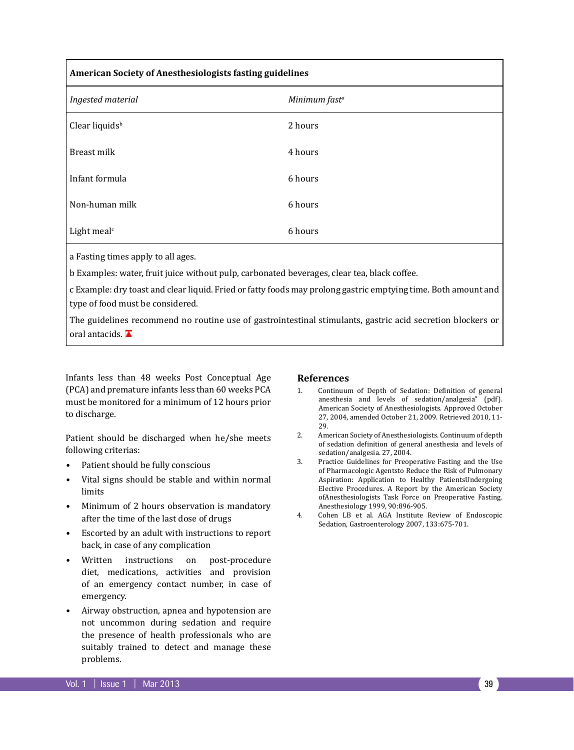| **American Society of Anesthesiologists fasting guidelines** | |
|---|---|
| *Ingested material* | *Minimum fast*[a] |
| Clear liquids[b] | 2 hours |
| Breast milk | 4 hours |
| Infant formula | 6 hours |
| Non-human milk | 6 hours |
| Light meal[c] | 6 hours |

a Fasting times apply to all ages.

b Examples: water, fruit juice without pulp, carbonated beverages, clear tea, black coffee.

c Example: dry toast and clear liquid. Fried or fatty foods may prolong gastric emptying time. Both amount and type of food must be considered.

The guidelines recommend no routine use of gastrointestinal stimulants, gastric acid secretion blockers or oral antacids.

Infants less than 48 weeks Post Conceptual Age (PCA) and premature infants less than 60 weeks PCA must be monitored for a minimum of 12 hours prior to discharge.

Patient should be discharged when he/she meets following criterias:

- Patient should be fully conscious
- Vital signs should be stable and within normal limits
- Minimum of 2 hours observation is mandatory after the time of the last dose of drugs
- Escorted by an adult with instructions to report back, in case of any complication
- Written instructions on post-procedure diet, medications, activities and provision of an emergency contact number, in case of emergency.
- Airway obstruction, apnea and hypotension are not uncommon during sedation and require the presence of health professionals who are suitably trained to detect and manage these problems.

## References

1. Continuum of Depth of Sedation: Definition of general anesthesia and levels of sedation/analgesia" (pdf). American Society of Anesthesiologists. Approved October 27, 2004, amended October 21, 2009. Retrieved 2010, 11-29.
2. American Society of Anesthesiologists. Continuum of depth of sedation definition of general anesthesia and levels of sedation/analgesia. 27, 2004.
3. Practice Guidelines for Preoperative Fasting and the Use of Pharmacologic Agentsto Reduce the Risk of Pulmonary Aspiration: Application to Healthy PatientsUndergoing Elective Procedures. A Report by the American Society ofAnesthesiologists Task Force on Preoperative Fasting. Anesthesiology 1999, 90:896-905.
4. Cohen LB et al. AGA Institute Review of Endoscopic Sedation, Gastroenterology 2007, 133:675-701.